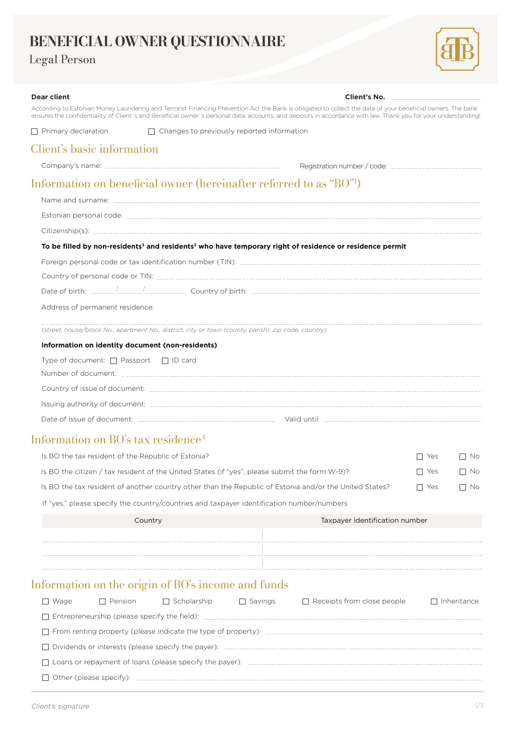# BENEFICIAL OWNER QUESTIONNAIRE

Legal Person

**Dear client** **Client's No.** ..............................

According to Estonian Money Laundering and Terrorist Financing Prevention Act the Bank is obligated to collect the data of your beneficial owners. The bank ensures the confidentiality of Client`s and Beneficial owner`s personal data, accounts. and deposits in accordance with law. Thank you for your understanding!

☐ Primary declaration ☐ Changes to previously reported information

## Client's basic information

Company's name: .............................. Registration number / code: ..............................

## Information on beneficial owner (hereinafter referred to as "BO"[1])

Name and surname: ..............................

Estonian personal code: ..............................

Citizenship(s): ..............................

**To be filled by non-residents[3] and residents[2] who have temporary right of residence or residence permit**

Foreign personal code or tax identification number (TIN): ..............................

Country of personal code or TIN: ..............................

Date of birth: ....../....../...... Country of birth: ..............................

Address of permanent residence:

..............................

*(street, house/block No., apartment No., district, city or town (county, parish), zip code, country)*

**Information on identity document (non-residents)**

Type of document: ☐ Passport ☐ ID card

Number of document: ..............................

Country of issue of document: ..............................

Issuing authority of document: ..............................

Date of issue of document: .............................. Valid until: ..............................

## Information on BO's tax residence[4]

Is BO the tax resident of the Republic of Estonia? ☐ Yes ☐ No

Is BO the citizen / tax resident of the United States (if "yes", please submit the form W-9)? ☐ Yes ☐ No

Is BO the tax resident of another country other than the Republic of Estonia and/or the United States? ☐ Yes ☐ No

If "yes," please specify the country/countries and taxpayer identification number/numbers

| Country | Taxpayer identification number |
|---|---|
| | |
| | |
| | |

## Information on the origin of BO's income and funds

☐ Wage ☐ Pension ☐ Scholarship ☐ Savings ☐ Receipts from close people ☐ Inheritance

☐ Entrepreneurship (please specify the field): ..............................

☐ From renting property (please indicate the type of property): ..............................

☐ Dividends or interests (please specify the payer): ..............................

☐ Loans or repayment of loans (please specify the payer): ..............................

☐ Other (please specify): ..............................

*Client's signature*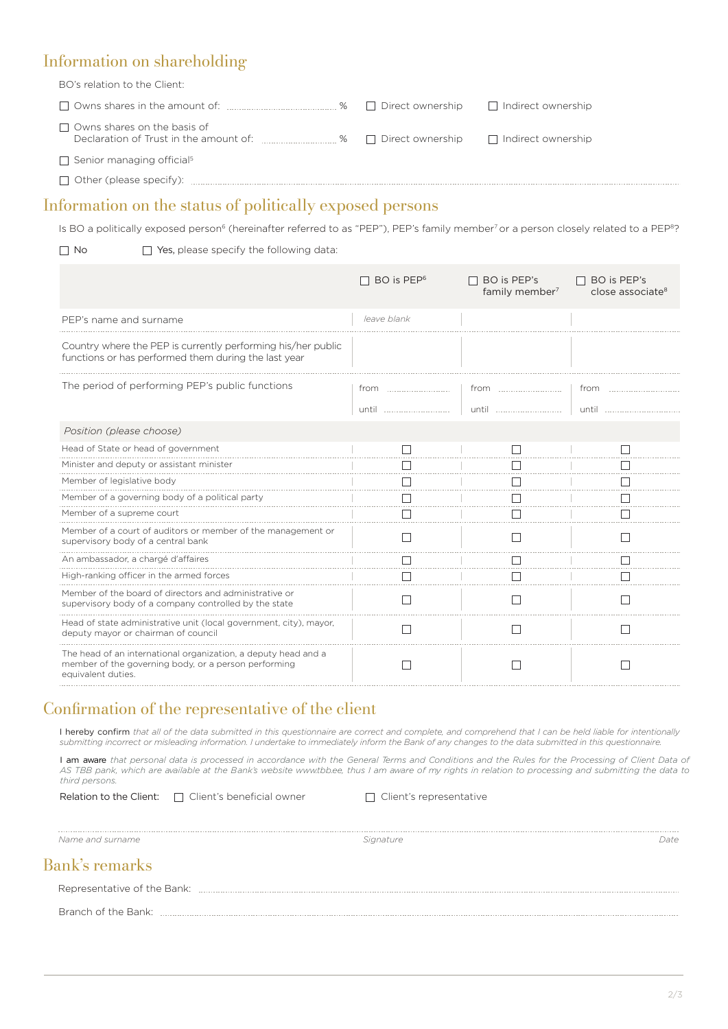## Information on shareholding

BO's relation to the Client:

☐ Owns shares in the amount of: .................................... % ☐ Direct ownership ☐ Indirect ownership

☐ Owns shares on the basis of Declaration of Trust in the amount of: ........................ % ☐ Direct ownership ☐ Indirect ownership

☐ Senior managing official[5]

☐ Other (please specify): ..............................................................................................................

## Information on the status of politically exposed persons

Is BO a politically exposed person[6] (hereinafter referred to as "PEP"), PEP's family member[7] or a person closely related to a PEP[8]?

☐ No ☐ **Yes,** please specify the following data:

| | ☐ BO is PEP[6] | ☐ BO is PEP's family member[7] | ☐ BO is PEP's close associate[8] |
|---|---|---|---|
| PEP's name and surname | *leave blank* | | |
| Country where the PEP is currently performing his/her public functions or has performed them during the last year | | | |
| The period of performing PEP's public functions | from ..................... until ..................... | from ..................... until ..................... | from ..................... until ..................... |
| *Position (please choose)* | | | |
| Head of State or head of government | ☐ | ☐ | ☐ |
| Minister and deputy or assistant minister | ☐ | ☐ | ☐ |
| Member of legislative body | ☐ | ☐ | ☐ |
| Member of a governing body of a political party | ☐ | ☐ | ☐ |
| Member of a supreme court | ☐ | ☐ | ☐ |
| Member of a court of auditors or member of the management or supervisory body of a central bank | ☐ | ☐ | ☐ |
| An ambassador, a chargé d'affaires | ☐ | ☐ | ☐ |
| High-ranking officer in the armed forces | ☐ | ☐ | ☐ |
| Member of the board of directors and administrative or supervisory body of a company controlled by the state | ☐ | ☐ | ☐ |
| Head of state administrative unit (local government, city), mayor, deputy mayor or chairman of council | ☐ | ☐ | ☐ |
| The head of an international organization, a deputy head and a member of the governing body, or a person performing equivalent duties. | ☐ | ☐ | ☐ |

## Confirmation of the representative of the client

I hereby confirm *that all of the data submitted in this questionnaire are correct and complete, and comprehend that I can be held liable for intentionally submitting incorrect or misleading information. I undertake to immediately inform the Bank of any changes to the data submitted in this questionnaire.*

I am aware *that personal data is processed in accordance with the General Terms and Conditions and the Rules for the Processing of Client Data of AS TBB pank, which are available at the Bank's website www.tbb.ee, thus I am aware of my rights in relation to processing and submitting the data to third persons.*

Relation to the Client: ☐ Client's beneficial owner ☐ Client's representative

..............................................................................................................................................

*Name and surname* *Signature* *Date*

## Bank's remarks

Representative of the Bank: ..............................................................................................

Branch of the Bank: ..............................................................................................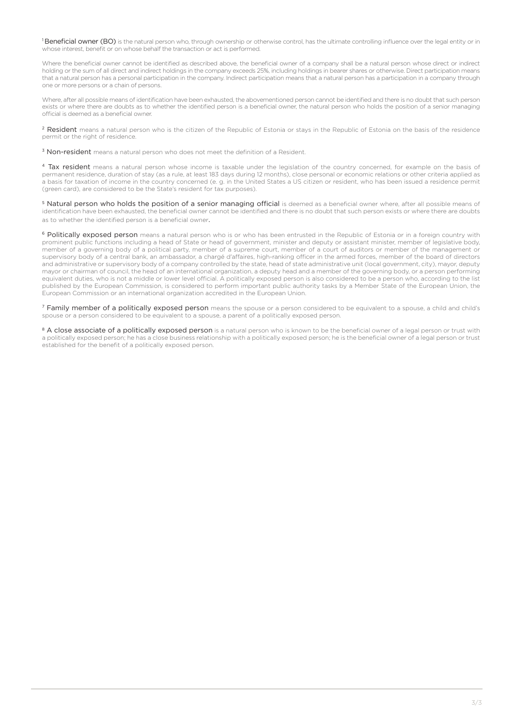[1] **Beneficial owner (BO)** is the natural person who, through ownership or otherwise control, has the ultimate controlling influence over the legal entity or in whose interest, benefit or on whose behalf the transaction or act is performed.

Where the beneficial owner cannot be identified as described above, the beneficial owner of a company shall be a natural person whose direct or indirect holding or the sum of all direct and indirect holdings in the company exceeds 25%, including holdings in bearer shares or otherwise. Direct participation means that a natural person has a personal participation in the company. Indirect participation means that a natural person has a participation in a company through one or more persons or a chain of persons.

Where, after all possible means of identification have been exhausted, the abovementioned person cannot be identified and there is no doubt that such person exists or where there are doubts as to whether the identified person is a beneficial owner, the natural person who holds the position of a senior managing official is deemed as a beneficial owner.

[2] **Resident** means a natural person who is the citizen of the Republic of Estonia or stays in the Republic of Estonia on the basis of the residence permit or the right of residence.

[3] **Non-resident** means a natural person who does not meet the definition of a Resident.

[4] **Tax resident** means a natural person whose income is taxable under the legislation of the country concerned, for example on the basis of permanent residence, duration of stay (as a rule, at least 183 days during 12 months), close personal or economic relations or other criteria applied as a basis for taxation of income in the country concerned (e. g. in the United States a US citizen or resident, who has been issued a residence permit (green card), are considered to be the State's resident for tax purposes).

[5] **Natural person who holds the position of a senior managing official** is deemed as a beneficial owner where, after all possible means of identification have been exhausted, the beneficial owner cannot be identified and there is no doubt that such person exists or where there are doubts as to whether the identified person is a beneficial owner.

[6] **Politically exposed person** means a natural person who is or who has been entrusted in the Republic of Estonia or in a foreign country with prominent public functions including a head of State or head of government, minister and deputy or assistant minister, member of legislative body, member of a governing body of a political party, member of a supreme court, member of a court of auditors or member of the management or supervisory body of a central bank, an ambassador, a chargé d'affaires, high-ranking officer in the armed forces, member of the board of directors and administrative or supervisory body of a company controlled by the state, head of state administrative unit (local government, city), mayor, deputy mayor or chairman of council, the head of an international organization, a deputy head and a member of the governing body, or a person performing equivalent duties, who is not a middle or lower level official. A politically exposed person is also considered to be a person who, according to the list published by the European Commission, is considered to perform important public authority tasks by a Member State of the European Union, the European Commission or an international organization accredited in the European Union.

[7] **Family member of a politically exposed person** means the spouse or a person considered to be equivalent to a spouse, a child and child's spouse or a person considered to be equivalent to a spouse, a parent of a politically exposed person.

[8] **A close associate of a politically exposed person** is a natural person who is known to be the beneficial owner of a legal person or trust with a politically exposed person; he has a close business relationship with a politically exposed person; he is the beneficial owner of a legal person or trust established for the benefit of a politically exposed person.